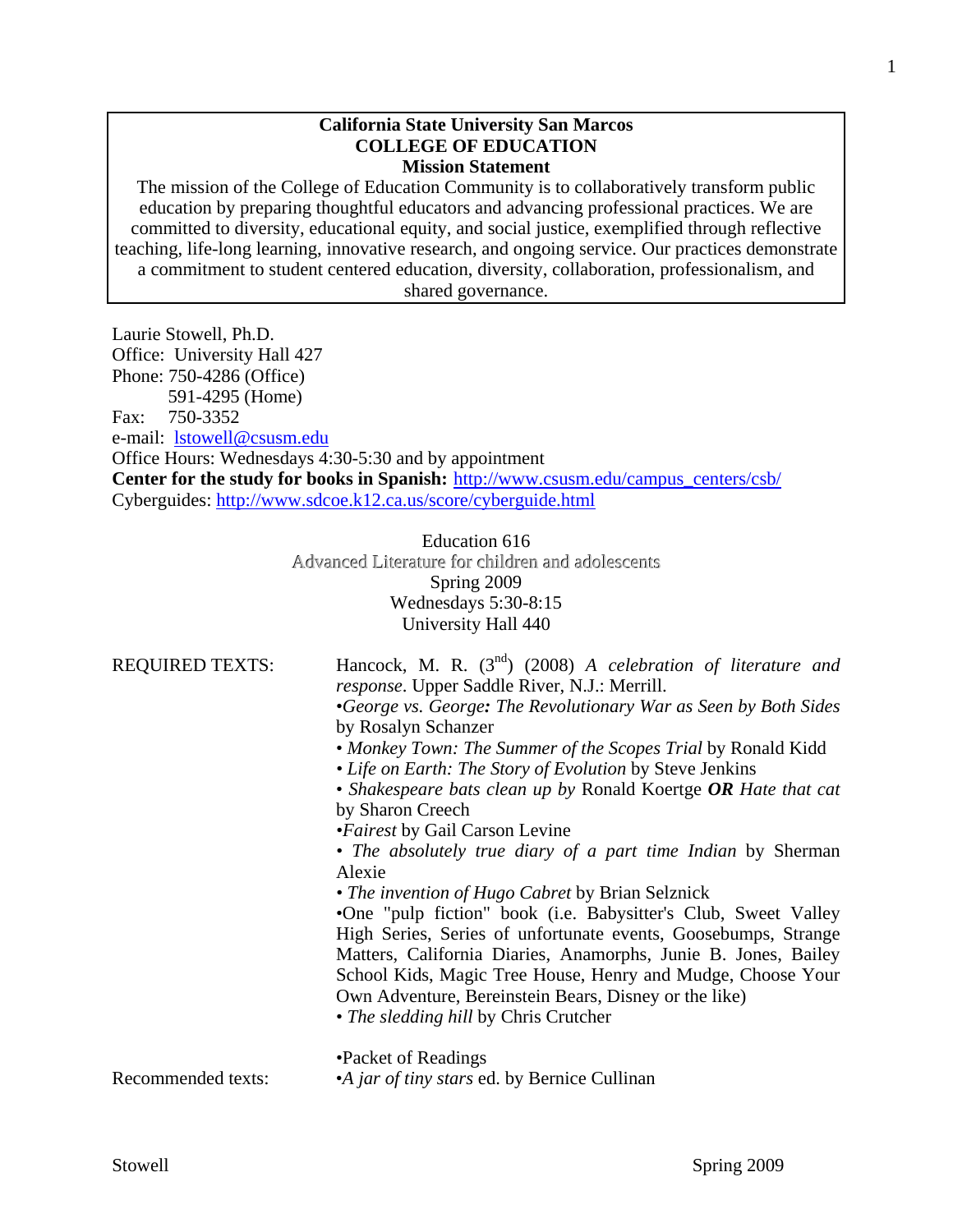**California State University San Marcos**
**COLLEGE OF EDUCATION**
**Mission Statement**

The mission of the College of Education Community is to collaboratively transform public education by preparing thoughtful educators and advancing professional practices. We are committed to diversity, educational equity, and social justice, exemplified through reflective teaching, life-long learning, innovative research, and ongoing service. Our practices demonstrate a commitment to student centered education, diversity, collaboration, professionalism, and shared governance.

Laurie Stowell, Ph.D.
Office: University Hall 427
Phone: 750-4286 (Office)
591-4295 (Home)
Fax: 750-3352
e-mail: lstowell@csusm.edu
Office Hours: Wednesdays 4:30-5:30 and by appointment
**Center for the study for books in Spanish:** http://www.csusm.edu/campus_centers/csb/
Cyberguides: http://www.sdcoe.k12.ca.us/score/cyberguide.html

Education 616
Advanced Literature for children and adolescents
Spring 2009
Wednesdays 5:30-8:15
University Hall 440

REQUIRED TEXTS:

Hancock, M. R. (3rd) (2008) *A celebration of literature and response*. Upper Saddle River, N.J.: Merrill.

- *George vs. George: The Revolutionary War as Seen by Both Sides* by Rosalyn Schanzer
- *Monkey Town: The Summer of the Scopes Trial* by Ronald Kidd
- *Life on Earth: The Story of Evolution* by Steve Jenkins
- *Shakespeare bats clean up by* Ronald Koertge ***OR*** *Hate that cat* by Sharon Creech
- *Fairest* by Gail Carson Levine
- *The absolutely true diary of a part time Indian* by Sherman Alexie
- *The invention of Hugo Cabret* by Brian Selznick
- One "pulp fiction" book (i.e. Babysitter's Club, Sweet Valley High Series, Series of unfortunate events, Goosebumps, Strange Matters, California Diaries, Anamorphs, Junie B. Jones, Bailey School Kids, Magic Tree House, Henry and Mudge, Choose Your Own Adventure, Bereinstein Bears, Disney or the like)
- *The sledding hill* by Chris Crutcher

- Packet of Readings

Recommended texts:

- *A jar of tiny stars* ed. by Bernice Cullinan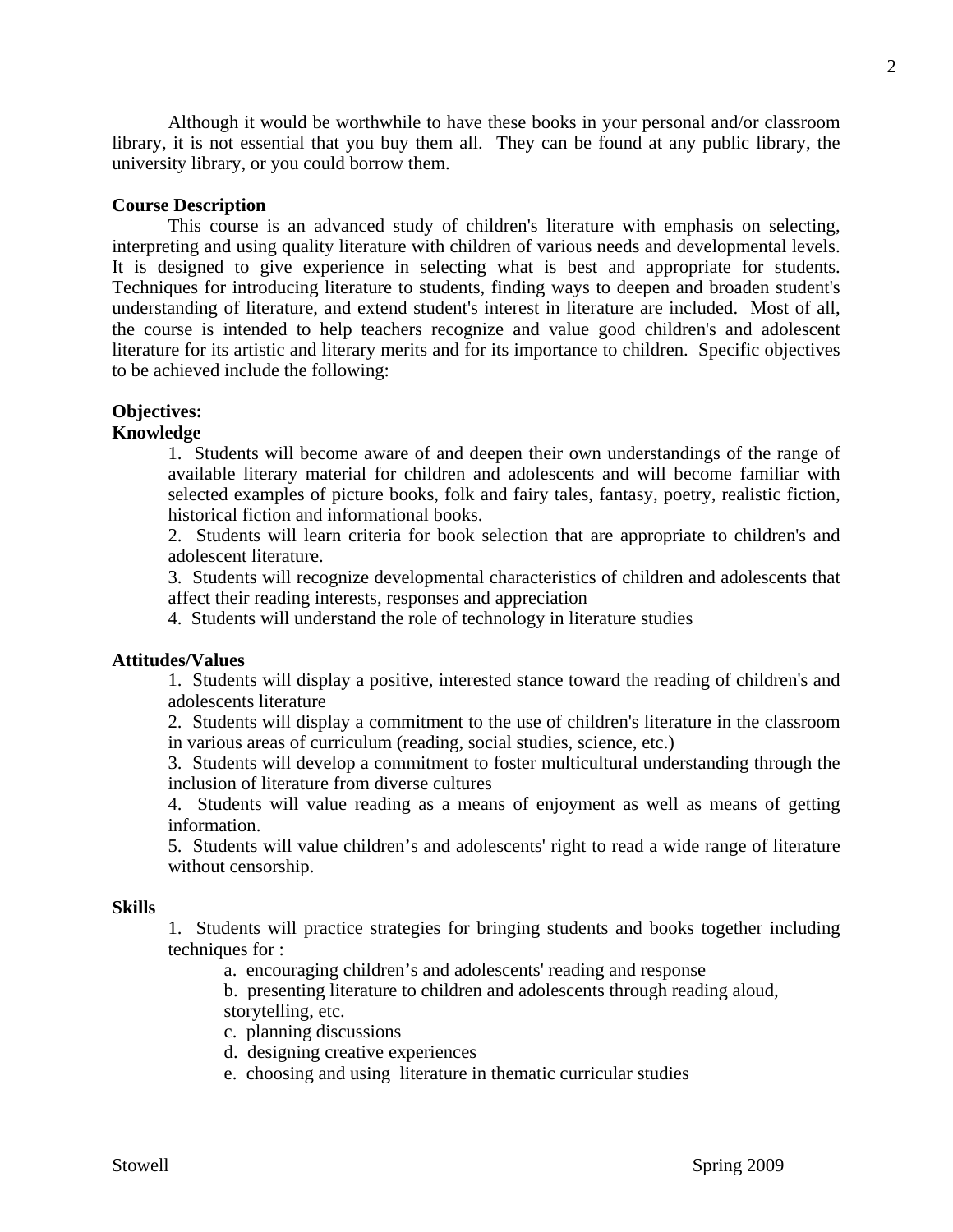Although it would be worthwhile to have these books in your personal and/or classroom library, it is not essential that you buy them all. They can be found at any public library, the university library, or you could borrow them.

**Course Description**

This course is an advanced study of children's literature with emphasis on selecting, interpreting and using quality literature with children of various needs and developmental levels. It is designed to give experience in selecting what is best and appropriate for students. Techniques for introducing literature to students, finding ways to deepen and broaden student's understanding of literature, and extend student's interest in literature are included. Most of all, the course is intended to help teachers recognize and value good children's and adolescent literature for its artistic and literary merits and for its importance to children. Specific objectives to be achieved include the following:

**Objectives:**

**Knowledge**

1. Students will become aware of and deepen their own understandings of the range of available literary material for children and adolescents and will become familiar with selected examples of picture books, folk and fairy tales, fantasy, poetry, realistic fiction, historical fiction and informational books.
2. Students will learn criteria for book selection that are appropriate to children's and adolescent literature.
3. Students will recognize developmental characteristics of children and adolescents that affect their reading interests, responses and appreciation
4. Students will understand the role of technology in literature studies

**Attitudes/Values**

1. Students will display a positive, interested stance toward the reading of children's and adolescents literature
2. Students will display a commitment to the use of children's literature in the classroom in various areas of curriculum (reading, social studies, science, etc.)
3. Students will develop a commitment to foster multicultural understanding through the inclusion of literature from diverse cultures
4. Students will value reading as a means of enjoyment as well as means of getting information.
5. Students will value children's and adolescents' right to read a wide range of literature without censorship.

**Skills**

1. Students will practice strategies for bringing students and books together including techniques for :
   a. encouraging children's and adolescents' reading and response
   b. presenting literature to children and adolescents through reading aloud, storytelling, etc.
   c. planning discussions
   d. designing creative experiences
   e. choosing and using literature in thematic curricular studies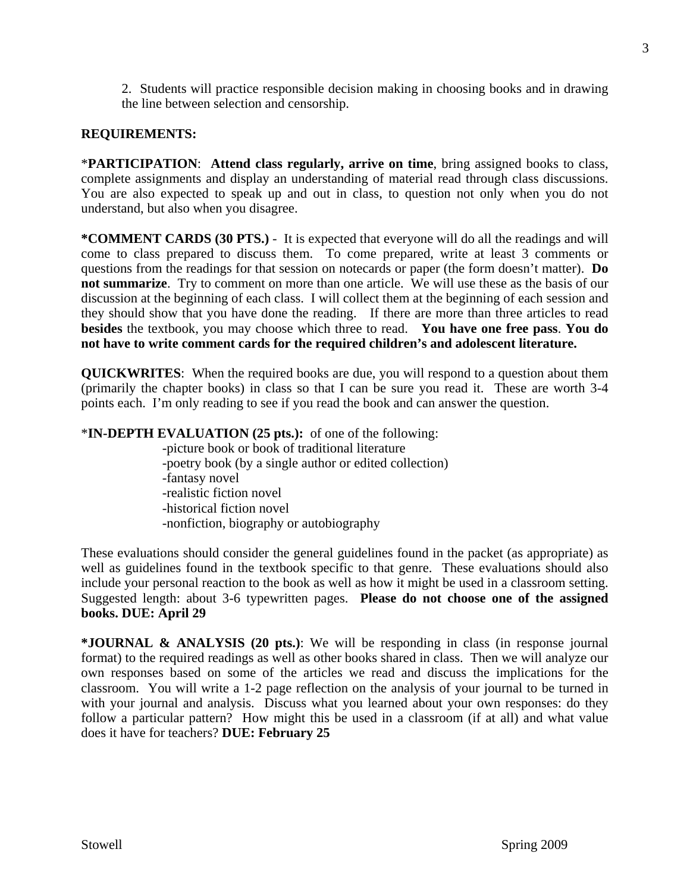2. Students will practice responsible decision making in choosing books and in drawing the line between selection and censorship.

**REQUIREMENTS:**

*__PARTICIPATION__: **Attend class regularly, arrive on time**, bring assigned books to class, complete assignments and display an understanding of material read through class discussions. You are also expected to speak up and out in class, to question not only when you do not understand, but also when you disagree.

**\*COMMENT CARDS (30 PTS.)** - It is expected that everyone will do all the readings and will come to class prepared to discuss them. To come prepared, write at least 3 comments or questions from the readings for that session on notecards or paper (the form doesn't matter). **Do not summarize**. Try to comment on more than one article. We will use these as the basis of our discussion at the beginning of each class. I will collect them at the beginning of each session and they should show that you have done the reading. If there are more than three articles to read **besides** the textbook, you may choose which three to read. **You have one free pass**. **You do not have to write comment cards for the required children's and adolescent literature.**

**QUICKWRITES**: When the required books are due, you will respond to a question about them (primarily the chapter books) in class so that I can be sure you read it. These are worth 3-4 points each. I'm only reading to see if you read the book and can answer the question.

*__IN-DEPTH EVALUATION (25 pts.):__ of one of the following:

- -picture book or book of traditional literature
- -poetry book (by a single author or edited collection)
- -fantasy novel
- -realistic fiction novel
- -historical fiction novel
- -nonfiction, biography or autobiography

These evaluations should consider the general guidelines found in the packet (as appropriate) as well as guidelines found in the textbook specific to that genre. These evaluations should also include your personal reaction to the book as well as how it might be used in a classroom setting. Suggested length: about 3-6 typewritten pages. **Please do not choose one of the assigned books. DUE: April 29**

**\*JOURNAL & ANALYSIS (20 pts.)**: We will be responding in class (in response journal format) to the required readings as well as other books shared in class. Then we will analyze our own responses based on some of the articles we read and discuss the implications for the classroom. You will write a 1-2 page reflection on the analysis of your journal to be turned in with your journal and analysis. Discuss what you learned about your own responses: do they follow a particular pattern? How might this be used in a classroom (if at all) and what value does it have for teachers? **DUE: February 25**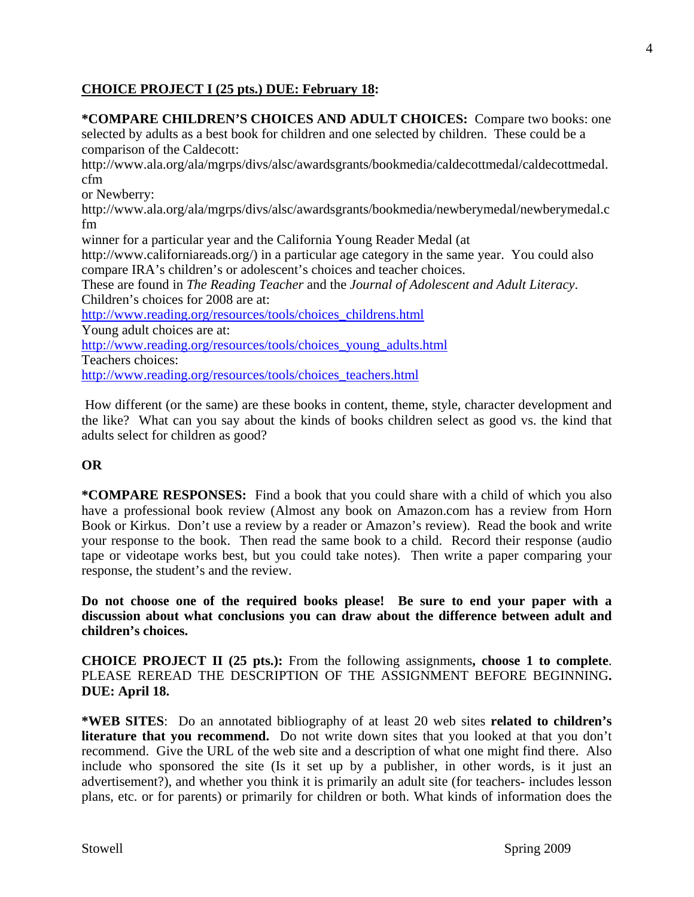**CHOICE PROJECT I (25 pts.) DUE: February 18:**

***COMPARE CHILDREN'S CHOICES AND ADULT CHOICES:** Compare two books: one selected by adults as a best book for children and one selected by children. These could be a comparison of the Caldecott: http://www.ala.org/ala/mgrps/divs/alsc/awardsgrants/bookmedia/caldecottmedal/caldecottmedal.cfm or Newberry: http://www.ala.org/ala/mgrps/divs/alsc/awardsgrants/bookmedia/newberymedal/newberymedal.cfm winner for a particular year and the California Young Reader Medal (at http://www.californiareads.org/) in a particular age category in the same year. You could also compare IRA's children's or adolescent's choices and teacher choices. These are found in *The Reading Teacher* and the *Journal of Adolescent and Adult Literacy*.
Children's choices for 2008 are at:
http://www.reading.org/resources/tools/choices_childrens.html
Young adult choices are at:
http://www.reading.org/resources/tools/choices_young_adults.html
Teachers choices:
http://www.reading.org/resources/tools/choices_teachers.html

How different (or the same) are these books in content, theme, style, character development and the like? What can you say about the kinds of books children select as good vs. the kind that adults select for children as good?

**OR**

***COMPARE RESPONSES:** Find a book that you could share with a child of which you also have a professional book review (Almost any book on Amazon.com has a review from Horn Book or Kirkus. Don't use a review by a reader or Amazon's review). Read the book and write your response to the book. Then read the same book to a child. Record their response (audio tape or videotape works best, but you could take notes). Then write a paper comparing your response, the student's and the review.

**Do not choose one of the required books please! Be sure to end your paper with a discussion about what conclusions you can draw about the difference between adult and children's choices.**

**CHOICE PROJECT II (25 pts.):** From the following assignments**, choose 1 to complete**. PLEASE REREAD THE DESCRIPTION OF THE ASSIGNMENT BEFORE BEGINNING**. DUE: April 18.**

***WEB SITES**: Do an annotated bibliography of at least 20 web sites **related to children's literature that you recommend.** Do not write down sites that you looked at that you don't recommend. Give the URL of the web site and a description of what one might find there. Also include who sponsored the site (Is it set up by a publisher, in other words, is it just an advertisement?), and whether you think it is primarily an adult site (for teachers- includes lesson plans, etc. or for parents) or primarily for children or both. What kinds of information does the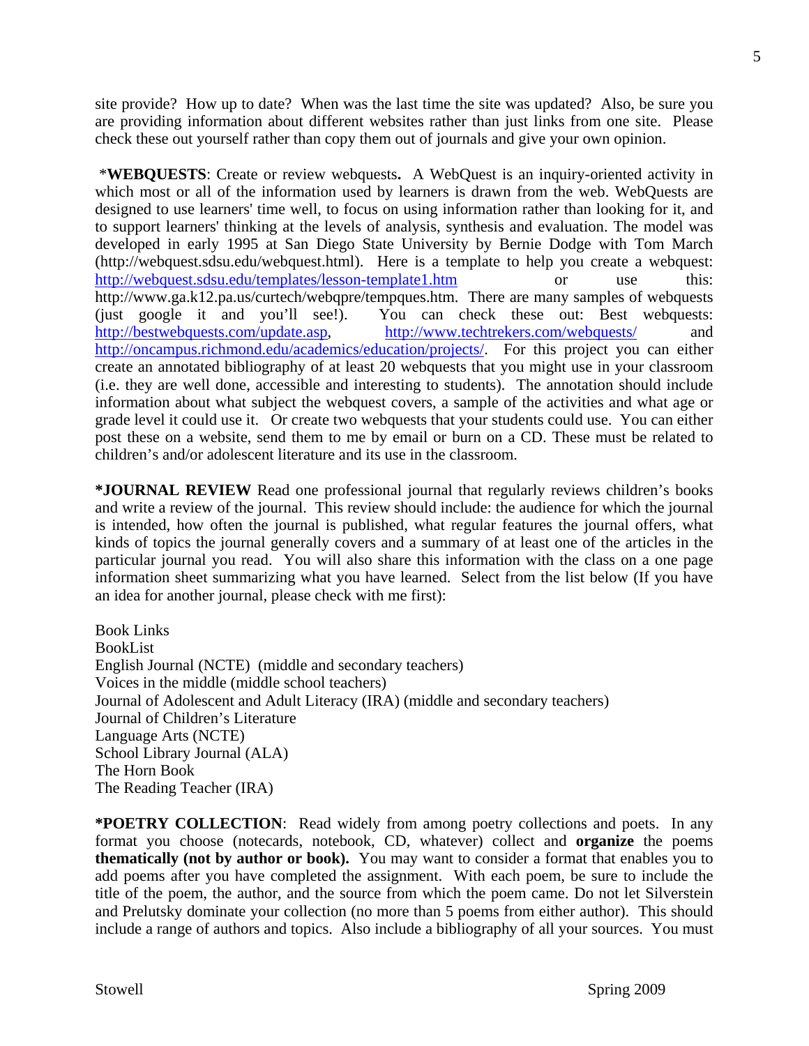site provide? How up to date? When was the last time the site was updated? Also, be sure you are providing information about different websites rather than just links from one site. Please check these out yourself rather than copy them out of journals and give your own opinion.

*​**WEBQUESTS**: Create or review webquests**.** A WebQuest is an inquiry-oriented activity in which most or all of the information used by learners is drawn from the web. WebQuests are designed to use learners' time well, to focus on using information rather than looking for it, and to support learners' thinking at the levels of analysis, synthesis and evaluation. The model was developed in early 1995 at San Diego State University by Bernie Dodge with Tom March (http://webquest.sdsu.edu/webquest.html). Here is a template to help you create a webquest: http://webquest.sdsu.edu/templates/lesson-template1.htm or use this: http://www.ga.k12.pa.us/curtech/webqpre/tempques.htm. There are many samples of webquests (just google it and you'll see!). You can check these out: Best webquests: http://bestwebquests.com/update.asp, http://www.techtrekers.com/webquests/ and http://oncampus.richmond.edu/academics/education/projects/. For this project you can either create an annotated bibliography of at least 20 webquests that you might use in your classroom (i.e. they are well done, accessible and interesting to students). The annotation should include information about what subject the webquest covers, a sample of the activities and what age or grade level it could use it. Or create two webquests that your students could use. You can either post these on a website, send them to me by email or burn on a CD. These must be related to children's and/or adolescent literature and its use in the classroom.

**\*JOURNAL REVIEW** Read one professional journal that regularly reviews children's books and write a review of the journal. This review should include: the audience for which the journal is intended, how often the journal is published, what regular features the journal offers, what kinds of topics the journal generally covers and a summary of at least one of the articles in the particular journal you read. You will also share this information with the class on a one page information sheet summarizing what you have learned. Select from the list below (If you have an idea for another journal, please check with me first):

Book Links  
BookList  
English Journal (NCTE) (middle and secondary teachers)  
Voices in the middle (middle school teachers)  
Journal of Adolescent and Adult Literacy (IRA) (middle and secondary teachers)  
Journal of Children's Literature  
Language Arts (NCTE)  
School Library Journal (ALA)  
The Horn Book  
The Reading Teacher (IRA)

**\*POETRY COLLECTION**: Read widely from among poetry collections and poets. In any format you choose (notecards, notebook, CD, whatever) collect and **organize** the poems **thematically (not by author or book).** You may want to consider a format that enables you to add poems after you have completed the assignment. With each poem, be sure to include the title of the poem, the author, and the source from which the poem came. Do not let Silverstein and Prelutsky dominate your collection (no more than 5 poems from either author). This should include a range of authors and topics. Also include a bibliography of all your sources. You must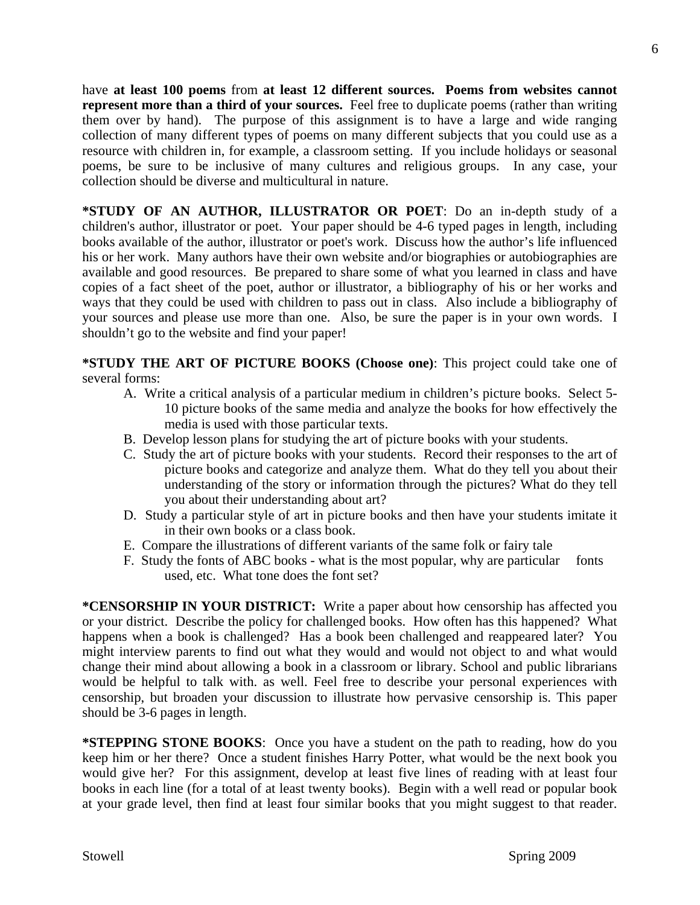have **at least 100 poems** from **at least 12 different sources. Poems from websites cannot represent more than a third of your sources.** Feel free to duplicate poems (rather than writing them over by hand). The purpose of this assignment is to have a large and wide ranging collection of many different types of poems on many different subjects that you could use as a resource with children in, for example, a classroom setting. If you include holidays or seasonal poems, be sure to be inclusive of many cultures and religious groups. In any case, your collection should be diverse and multicultural in nature.

**\*STUDY OF AN AUTHOR, ILLUSTRATOR OR POET**: Do an in-depth study of a children's author, illustrator or poet. Your paper should be 4-6 typed pages in length, including books available of the author, illustrator or poet's work. Discuss how the author's life influenced his or her work. Many authors have their own website and/or biographies or autobiographies are available and good resources. Be prepared to share some of what you learned in class and have copies of a fact sheet of the poet, author or illustrator, a bibliography of his or her works and ways that they could be used with children to pass out in class. Also include a bibliography of your sources and please use more than one. Also, be sure the paper is in your own words. I shouldn't go to the website and find your paper!

**\*STUDY THE ART OF PICTURE BOOKS (Choose one)**: This project could take one of several forms:

A. Write a critical analysis of a particular medium in children's picture books. Select 5-10 picture books of the same media and analyze the books for how effectively the media is used with those particular texts.
B. Develop lesson plans for studying the art of picture books with your students.
C. Study the art of picture books with your students. Record their responses to the art of picture books and categorize and analyze them. What do they tell you about their understanding of the story or information through the pictures? What do they tell you about their understanding about art?
D. Study a particular style of art in picture books and then have your students imitate it in their own books or a class book.
E. Compare the illustrations of different variants of the same folk or fairy tale
F. Study the fonts of ABC books - what is the most popular, why are particular fonts used, etc. What tone does the font set?

**\*CENSORSHIP IN YOUR DISTRICT:** Write a paper about how censorship has affected you or your district. Describe the policy for challenged books. How often has this happened? What happens when a book is challenged? Has a book been challenged and reappeared later? You might interview parents to find out what they would and would not object to and what would change their mind about allowing a book in a classroom or library. School and public librarians would be helpful to talk with. as well. Feel free to describe your personal experiences with censorship, but broaden your discussion to illustrate how pervasive censorship is. This paper should be 3-6 pages in length.

**\*STEPPING STONE BOOKS**: Once you have a student on the path to reading, how do you keep him or her there? Once a student finishes Harry Potter, what would be the next book you would give her? For this assignment, develop at least five lines of reading with at least four books in each line (for a total of at least twenty books). Begin with a well read or popular book at your grade level, then find at least four similar books that you might suggest to that reader.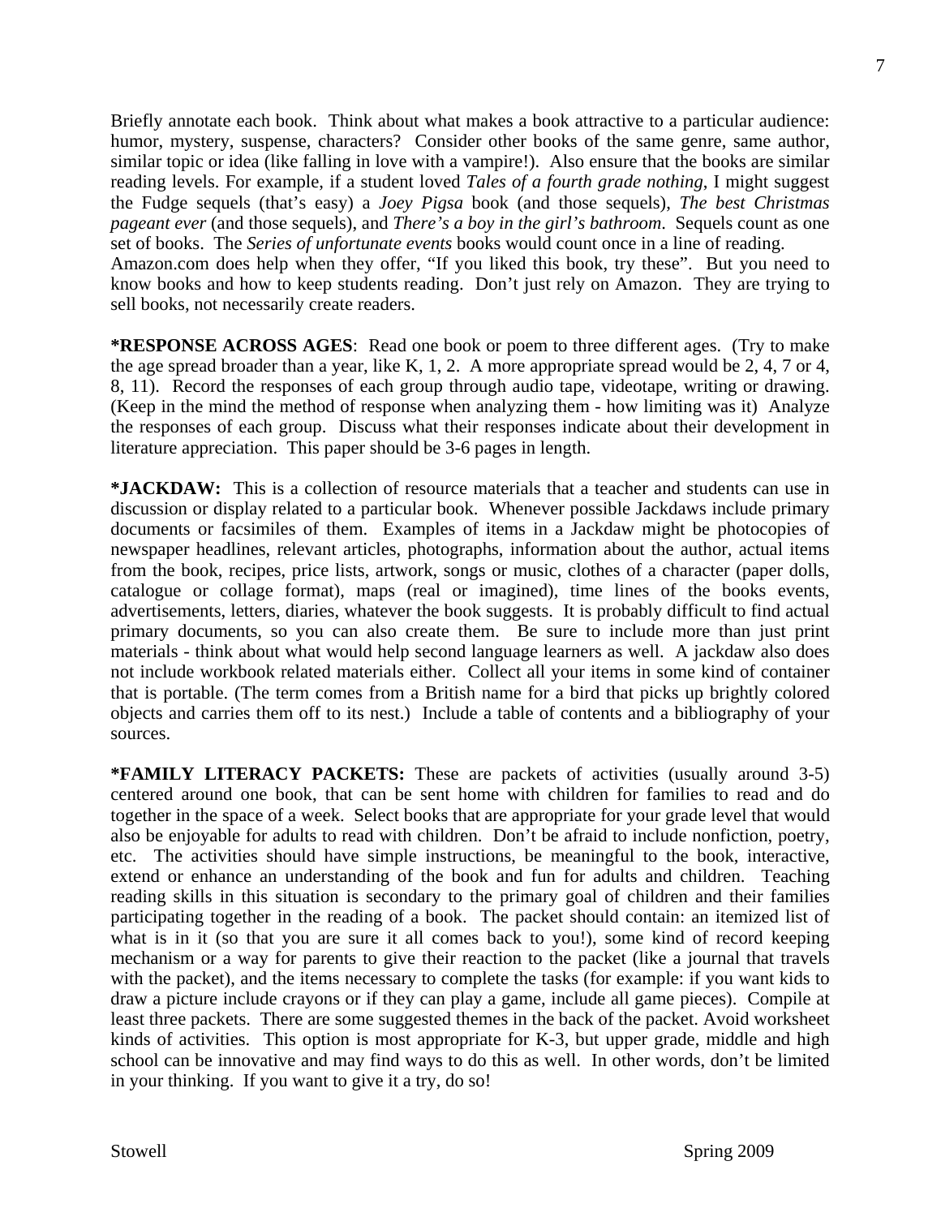Briefly annotate each book. Think about what makes a book attractive to a particular audience: humor, mystery, suspense, characters? Consider other books of the same genre, same author, similar topic or idea (like falling in love with a vampire!). Also ensure that the books are similar reading levels. For example, if a student loved *Tales of a fourth grade nothing*, I might suggest the Fudge sequels (that's easy) a *Joey Pigsa* book (and those sequels), *The best Christmas pageant ever* (and those sequels), and *There's a boy in the girl's bathroom*. Sequels count as one set of books. The *Series of unfortunate events* books would count once in a line of reading. Amazon.com does help when they offer, "If you liked this book, try these". But you need to know books and how to keep students reading. Don't just rely on Amazon. They are trying to sell books, not necessarily create readers.

**\*RESPONSE ACROSS AGES**: Read one book or poem to three different ages. (Try to make the age spread broader than a year, like K, 1, 2. A more appropriate spread would be 2, 4, 7 or 4, 8, 11). Record the responses of each group through audio tape, videotape, writing or drawing. (Keep in the mind the method of response when analyzing them - how limiting was it) Analyze the responses of each group. Discuss what their responses indicate about their development in literature appreciation. This paper should be 3-6 pages in length.

**\*JACKDAW:** This is a collection of resource materials that a teacher and students can use in discussion or display related to a particular book. Whenever possible Jackdaws include primary documents or facsimiles of them. Examples of items in a Jackdaw might be photocopies of newspaper headlines, relevant articles, photographs, information about the author, actual items from the book, recipes, price lists, artwork, songs or music, clothes of a character (paper dolls, catalogue or collage format), maps (real or imagined), time lines of the books events, advertisements, letters, diaries, whatever the book suggests. It is probably difficult to find actual primary documents, so you can also create them. Be sure to include more than just print materials - think about what would help second language learners as well. A jackdaw also does not include workbook related materials either. Collect all your items in some kind of container that is portable. (The term comes from a British name for a bird that picks up brightly colored objects and carries them off to its nest.) Include a table of contents and a bibliography of your sources.

**\*FAMILY LITERACY PACKETS:** These are packets of activities (usually around 3-5) centered around one book, that can be sent home with children for families to read and do together in the space of a week. Select books that are appropriate for your grade level that would also be enjoyable for adults to read with children. Don't be afraid to include nonfiction, poetry, etc. The activities should have simple instructions, be meaningful to the book, interactive, extend or enhance an understanding of the book and fun for adults and children. Teaching reading skills in this situation is secondary to the primary goal of children and their families participating together in the reading of a book. The packet should contain: an itemized list of what is in it (so that you are sure it all comes back to you!), some kind of record keeping mechanism or a way for parents to give their reaction to the packet (like a journal that travels with the packet), and the items necessary to complete the tasks (for example: if you want kids to draw a picture include crayons or if they can play a game, include all game pieces). Compile at least three packets. There are some suggested themes in the back of the packet. Avoid worksheet kinds of activities. This option is most appropriate for K-3, but upper grade, middle and high school can be innovative and may find ways to do this as well. In other words, don't be limited in your thinking. If you want to give it a try, do so!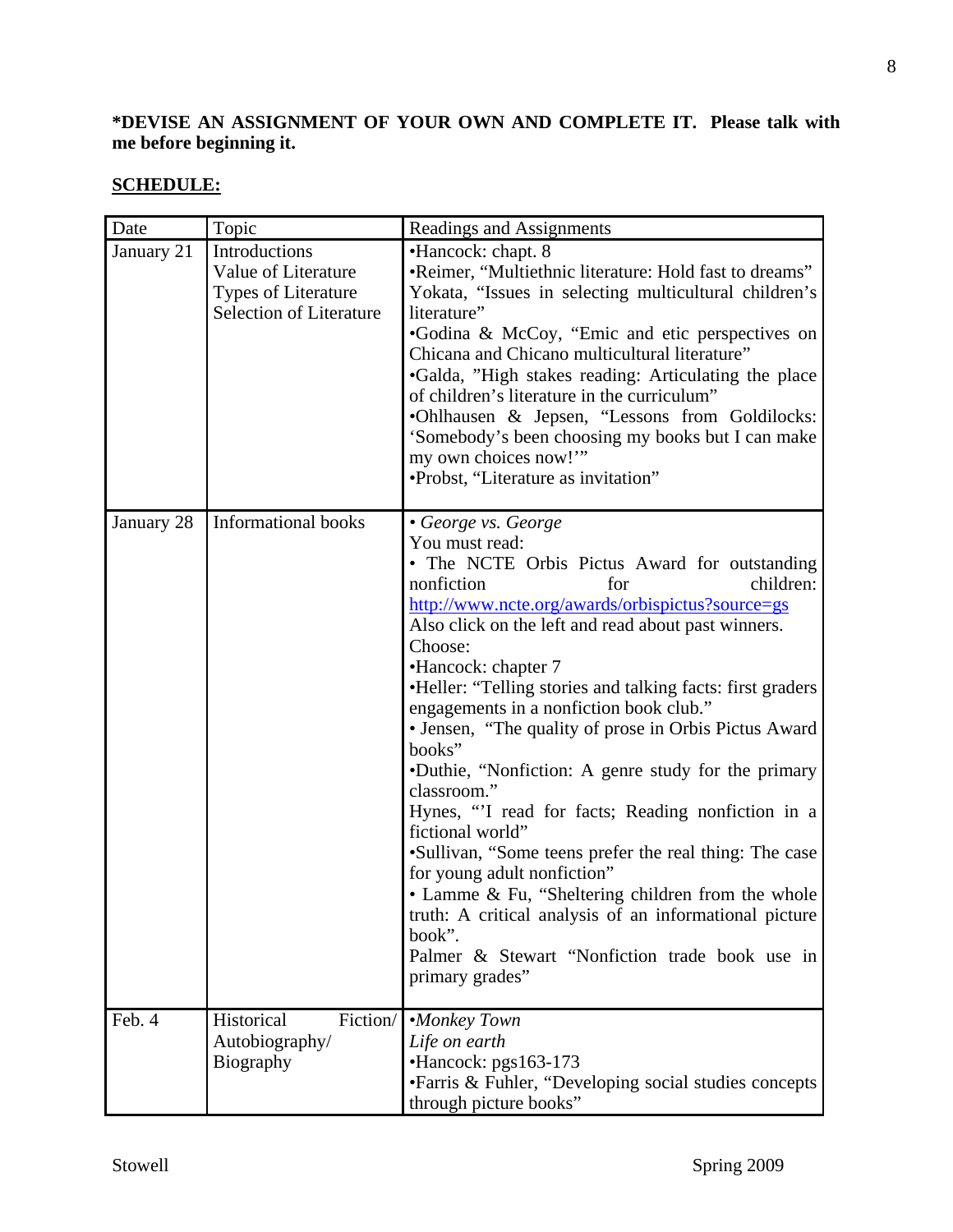**\*DEVISE AN ASSIGNMENT OF YOUR OWN AND COMPLETE IT. Please talk with me before beginning it.**

**<u>SCHEDULE:</u>**

| Date | Topic | Readings and Assignments |
|---|---|---|
| January 21 | Introductions<br>Value of Literature<br>Types of Literature<br>Selection of Literature | •Hancock: chapt. 8<br>•Reimer, "Multiethnic literature: Hold fast to dreams"<br>Yokata, "Issues in selecting multicultural children's literature"<br>•Godina & McCoy, "Emic and etic perspectives on Chicana and Chicano multicultural literature"<br>•Galda, "High stakes reading: Articulating the place of children's literature in the curriculum"<br>•Ohlhausen & Jepsen, "Lessons from Goldilocks: 'Somebody's been choosing my books but I can make my own choices now!'"<br>•Probst, "Literature as invitation" |
| January 28 | Informational books | • *George vs. George*<br>You must read:<br>• The NCTE Orbis Pictus Award for outstanding nonfiction for children: http://www.ncte.org/awards/orbispictus?source=gs<br>Also click on the left and read about past winners.<br>Choose:<br>•Hancock: chapter 7<br>•Heller: "Telling stories and talking facts: first graders engagements in a nonfiction book club."<br>• Jensen, "The quality of prose in Orbis Pictus Award books"<br>•Duthie, "Nonfiction: A genre study for the primary classroom."<br>Hynes, "'I read for facts; Reading nonfiction in a fictional world"<br>•Sullivan, "Some teens prefer the real thing: The case for young adult nonfiction"<br>• Lamme & Fu, "Sheltering children from the whole truth: A critical analysis of an informational picture book".<br>Palmer & Stewart "Nonfiction trade book use in primary grades" |
| Feb. 4 | Historical Fiction/<br>Autobiography/<br>Biography | •*Monkey Town*<br>*Life on earth*<br>•Hancock: pgs163-173<br>•Farris & Fuhler, "Developing social studies concepts through picture books" |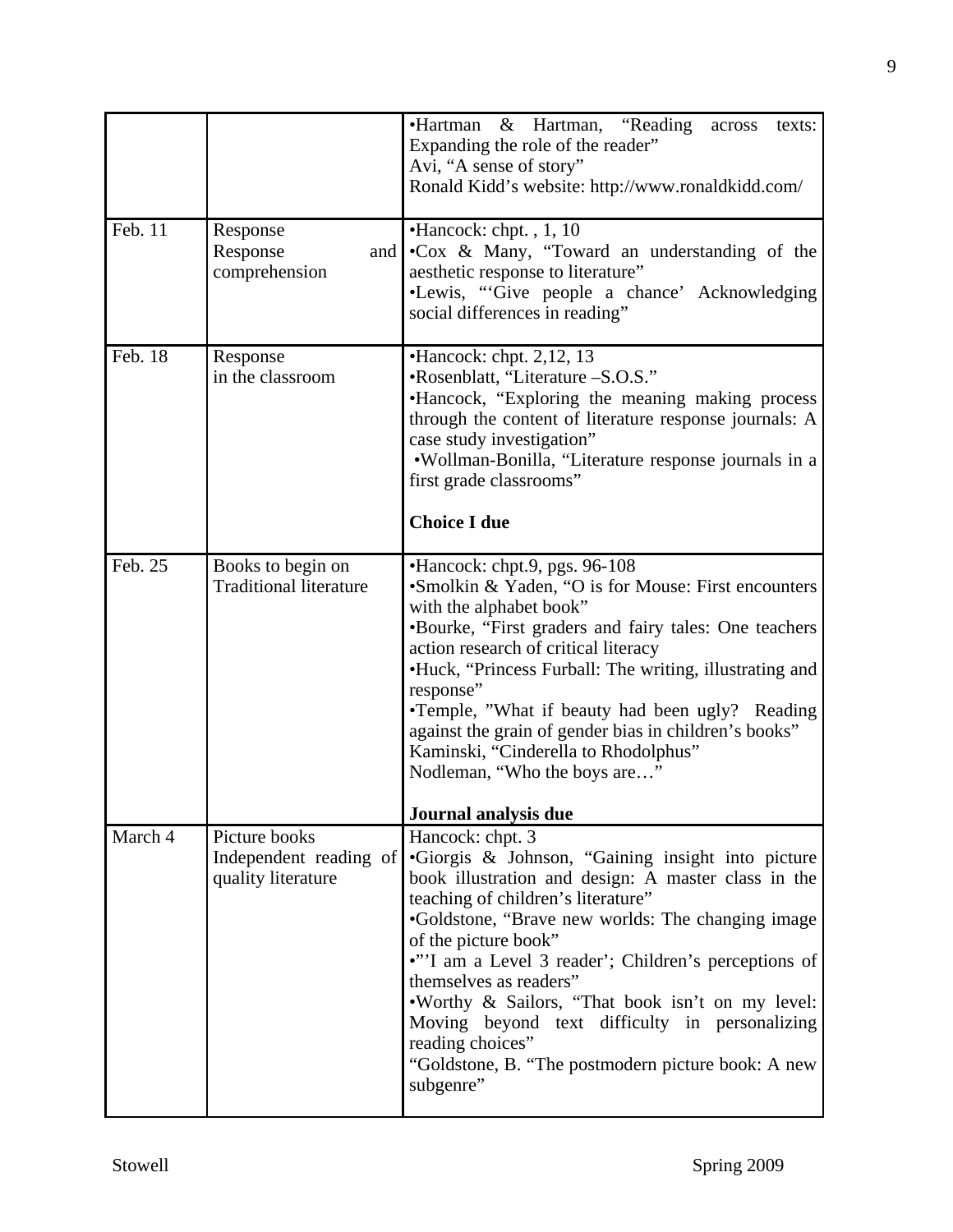| | | |
|---|---|---|
| | | •Hartman & Hartman, "Reading across texts: Expanding the role of the reader"<br>Avi, "A sense of story"<br>Ronald Kidd's website: http://www.ronaldkidd.com/ |
| Feb. 11 | Response<br>Response and comprehension | •Hancock: chpt. , 1, 10<br>•Cox & Many, "Toward an understanding of the aesthetic response to literature"<br>•Lewis, "'Give people a chance' Acknowledging social differences in reading" |
| Feb. 18 | Response<br>in the classroom | •Hancock: chpt. 2,12, 13<br>•Rosenblatt, "Literature –S.O.S."<br>•Hancock, "Exploring the meaning making process through the content of literature response journals: A case study investigation"<br>•Wollman-Bonilla, "Literature response journals in a first grade classrooms"<br><br>**Choice I due** |
| Feb. 25 | Books to begin on<br>Traditional literature | •Hancock: chpt.9, pgs. 96-108<br>•Smolkin & Yaden, "O is for Mouse: First encounters with the alphabet book"<br>•Bourke, "First graders and fairy tales: One teachers action research of critical literacy<br>•Huck, "Princess Furball: The writing, illustrating and response"<br>•Temple, "What if beauty had been ugly? Reading against the grain of gender bias in children's books"<br>Kaminski, "Cinderella to Rhodolphus"<br>Nodleman, "Who the boys are…"<br><br>**Journal analysis due** |
| March 4 | Picture books<br>Independent reading of quality literature | Hancock: chpt. 3<br>•Giorgis & Johnson, "Gaining insight into picture book illustration and design: A master class in the teaching of children's literature"<br>•Goldstone, "Brave new worlds: The changing image of the picture book"<br>•"'I am a Level 3 reader'; Children's perceptions of themselves as readers"<br>•Worthy & Sailors, "That book isn't on my level: Moving beyond text difficulty in personalizing reading choices"<br>"Goldstone, B. "The postmodern picture book: A new subgenre" |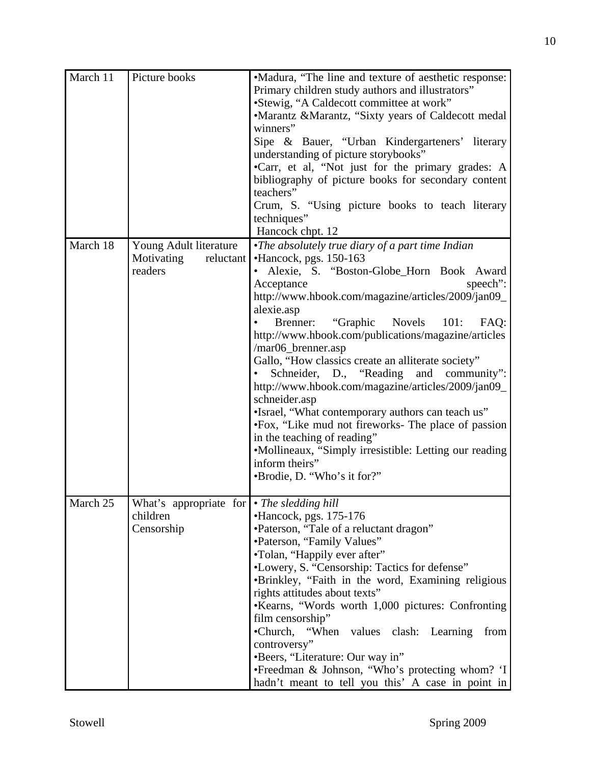| March 11 | Picture books | •Madura, "The line and texture of aesthetic response: Primary children study authors and illustrators"<br>•Stewig, "A Caldecott committee at work"<br>•Marantz &Marantz, "Sixty years of Caldecott medal winners"<br>Sipe & Bauer, "Urban Kindergarteners' literary understanding of picture storybooks"<br>•Carr, et al, "Not just for the primary grades: A bibliography of picture books for secondary content teachers"<br>Crum, S. "Using picture books to teach literary techniques"<br>Hancock chpt. 12 |
|---|---|---|
| March 18 | Young Adult literature<br>Motivating reluctant readers | •*The absolutely true diary of a part time Indian*<br>•Hancock, pgs. 150-163<br>• Alexie, S. "Boston-Globe_Horn Book Award Acceptance speech": http://www.hbook.com/magazine/articles/2009/jan09_alexie.asp<br>• Brenner: "Graphic Novels 101: FAQ: http://www.hbook.com/publications/magazine/articles/mar06_brenner.asp<br>Gallo, "How classics create an alliterate society"<br>• Schneider, D., "Reading and community": http://www.hbook.com/magazine/articles/2009/jan09_schneider.asp<br>•Israel, "What contemporary authors can teach us"<br>•Fox, "Like mud not fireworks- The place of passion in the teaching of reading"<br>•Mollineaux, "Simply irresistible: Letting our reading inform theirs"<br>•Brodie, D. "Who's it for?" |
| March 25 | What's appropriate for children<br>Censorship | • *The sledding hill*<br>•Hancock, pgs. 175-176<br>•Paterson, "Tale of a reluctant dragon"<br>•Paterson, "Family Values"<br>•Tolan, "Happily ever after"<br>•Lowery, S. "Censorship: Tactics for defense"<br>•Brinkley, "Faith in the word, Examining religious rights attitudes about texts"<br>•Kearns, "Words worth 1,000 pictures: Confronting film censorship"<br>•Church, "When values clash: Learning from controversy"<br>•Beers, "Literature: Our way in"<br>•Freedman & Johnson, "Who's protecting whom? 'I hadn't meant to tell you this' A case in point in |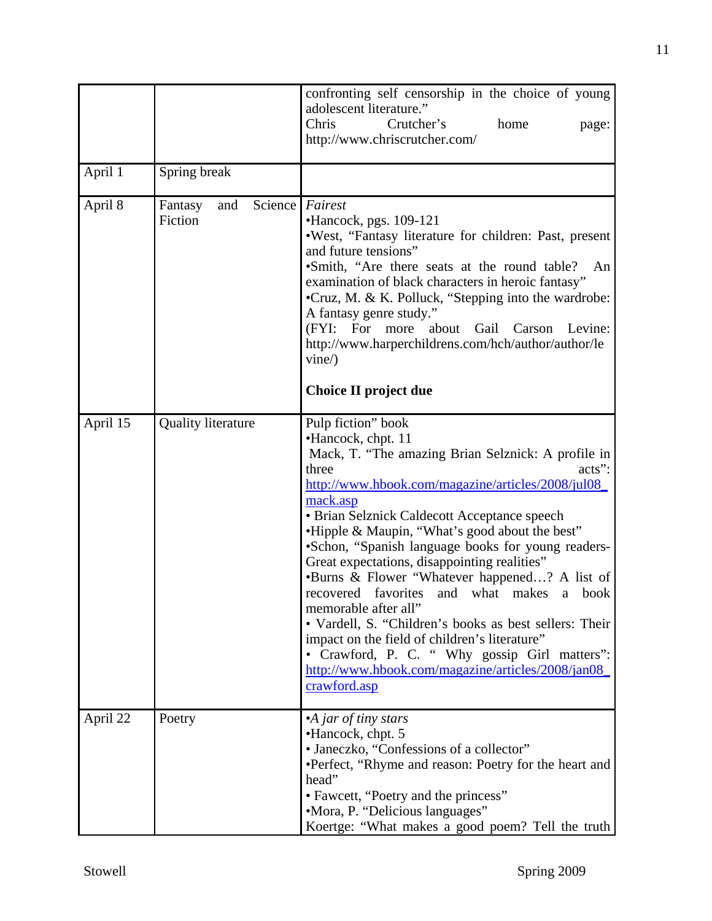| | | |
|---|---|---|
| | | confronting self censorship in the choice of young adolescent literature."<br>Chris Crutcher's home page: http://www.chriscrutcher.com/ |
| April 1 | Spring break | |
| April 8 | Fantasy and Science Fiction | *Fairest*<br>•Hancock, pgs. 109-121<br>•West, "Fantasy literature for children: Past, present and future tensions"<br>•Smith, "Are there seats at the round table? An examination of black characters in heroic fantasy"<br>•Cruz, M. & K. Polluck, "Stepping into the wardrobe: A fantasy genre study."<br>(FYI: For more about Gail Carson Levine: http://www.harperchildrens.com/hch/author/author/levine/)<br><br>**Choice II project due** |
| April 15 | Quality literature | Pulp fiction" book<br>•Hancock, chpt. 11<br>Mack, T. "The amazing Brian Selznick: A profile in three acts": http://www.hbook.com/magazine/articles/2008/jul08_mack.asp<br>• Brian Selznick Caldecott Acceptance speech<br>•Hipple & Maupin, "What's good about the best"<br>•Schon, "Spanish language books for young readers-Great expectations, disappointing realities"<br>•Burns & Flower "Whatever happened…? A list of recovered favorites and what makes a book memorable after all"<br>• Vardell, S. "Children's books as best sellers: Their impact on the field of children's literature"<br>• Crawford, P. C. " Why gossip Girl matters": http://www.hbook.com/magazine/articles/2008/jan08_crawford.asp |
| April 22 | Poetry | •*A jar of tiny stars*<br>•Hancock, chpt. 5<br>• Janeczko, "Confessions of a collector"<br>•Perfect, "Rhyme and reason: Poetry for the heart and head"<br>• Fawcett, "Poetry and the princess"<br>•Mora, P. "Delicious languages"<br>Koertge: "What makes a good poem? Tell the truth |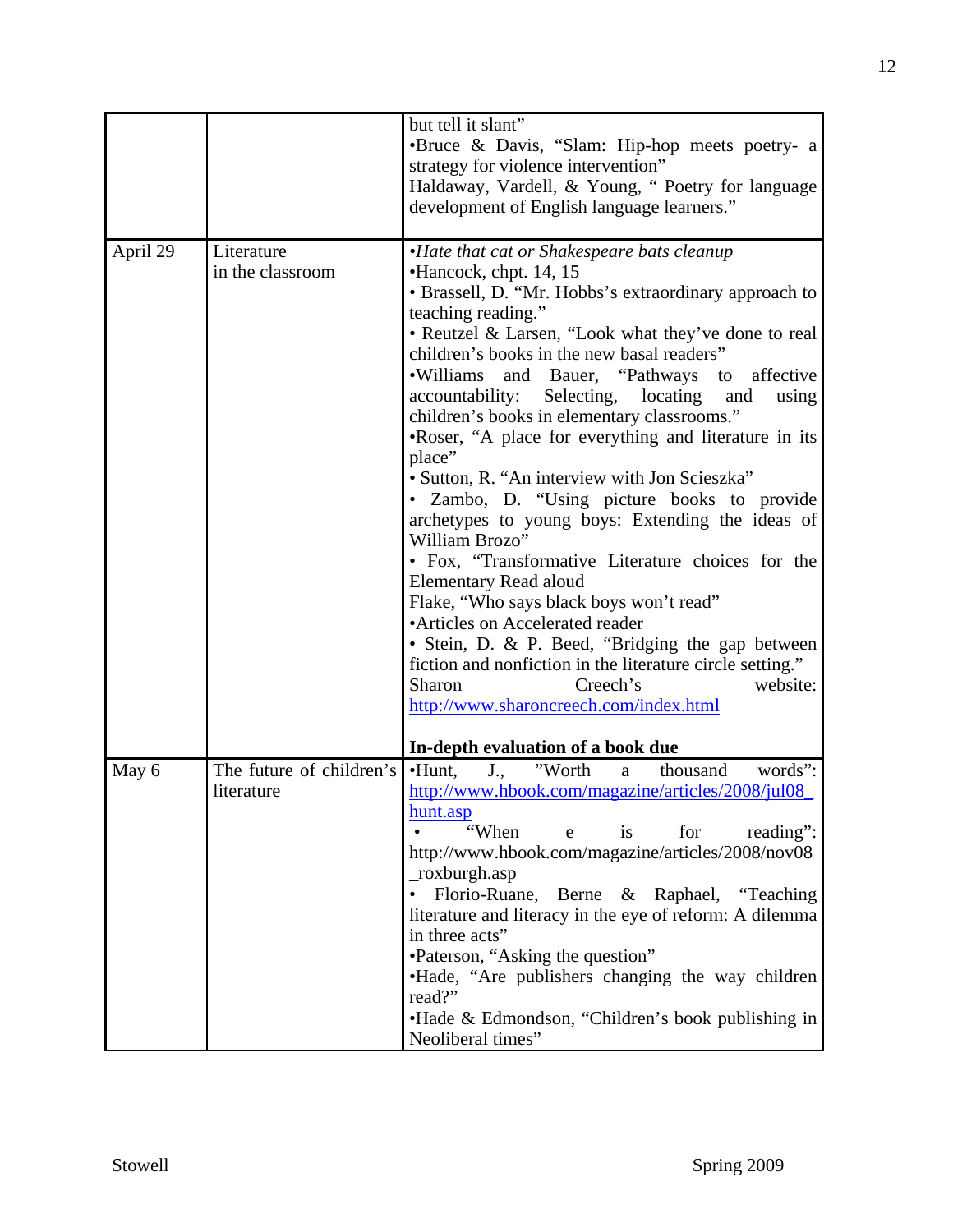| | | |
|---|---|---|
| | | but tell it slant"<br>•Bruce & Davis, "Slam: Hip-hop meets poetry- a strategy for violence intervention"<br>Haldaway, Vardell, & Young, " Poetry for language development of English language learners." |
| April 29 | Literature in the classroom | •*Hate that cat or Shakespeare bats cleanup*<br>•Hancock, chpt. 14, 15<br>• Brassell, D. "Mr. Hobbs's extraordinary approach to teaching reading."<br>• Reutzel & Larsen, "Look what they've done to real children's books in the new basal readers"<br>•Williams and Bauer, "Pathways to affective accountability: Selecting, locating and using children's books in elementary classrooms."<br>•Roser, "A place for everything and literature in its place"<br>• Sutton, R. "An interview with Jon Scieszka"<br>• Zambo, D. "Using picture books to provide archetypes to young boys: Extending the ideas of William Brozo"<br>• Fox, "Transformative Literature choices for the Elementary Read aloud<br>Flake, "Who says black boys won't read"<br>•Articles on Accelerated reader<br>• Stein, D. & P. Beed, "Bridging the gap between fiction and nonfiction in the literature circle setting."<br>Sharon Creech's website: http://www.sharoncreech.com/index.html<br><br>**In-depth evaluation of a book due** |
| May 6 | The future of children's literature | •Hunt, J., "Worth a thousand words": http://www.hbook.com/magazine/articles/2008/jul08_hunt.asp<br>• "When e is for reading": http://www.hbook.com/magazine/articles/2008/nov08_roxburgh.asp<br>• Florio-Ruane, Berne & Raphael, "Teaching literature and literacy in the eye of reform: A dilemma in three acts"<br>•Paterson, "Asking the question"<br>•Hade, "Are publishers changing the way children read?"<br>•Hade & Edmondson, "Children's book publishing in Neoliberal times" |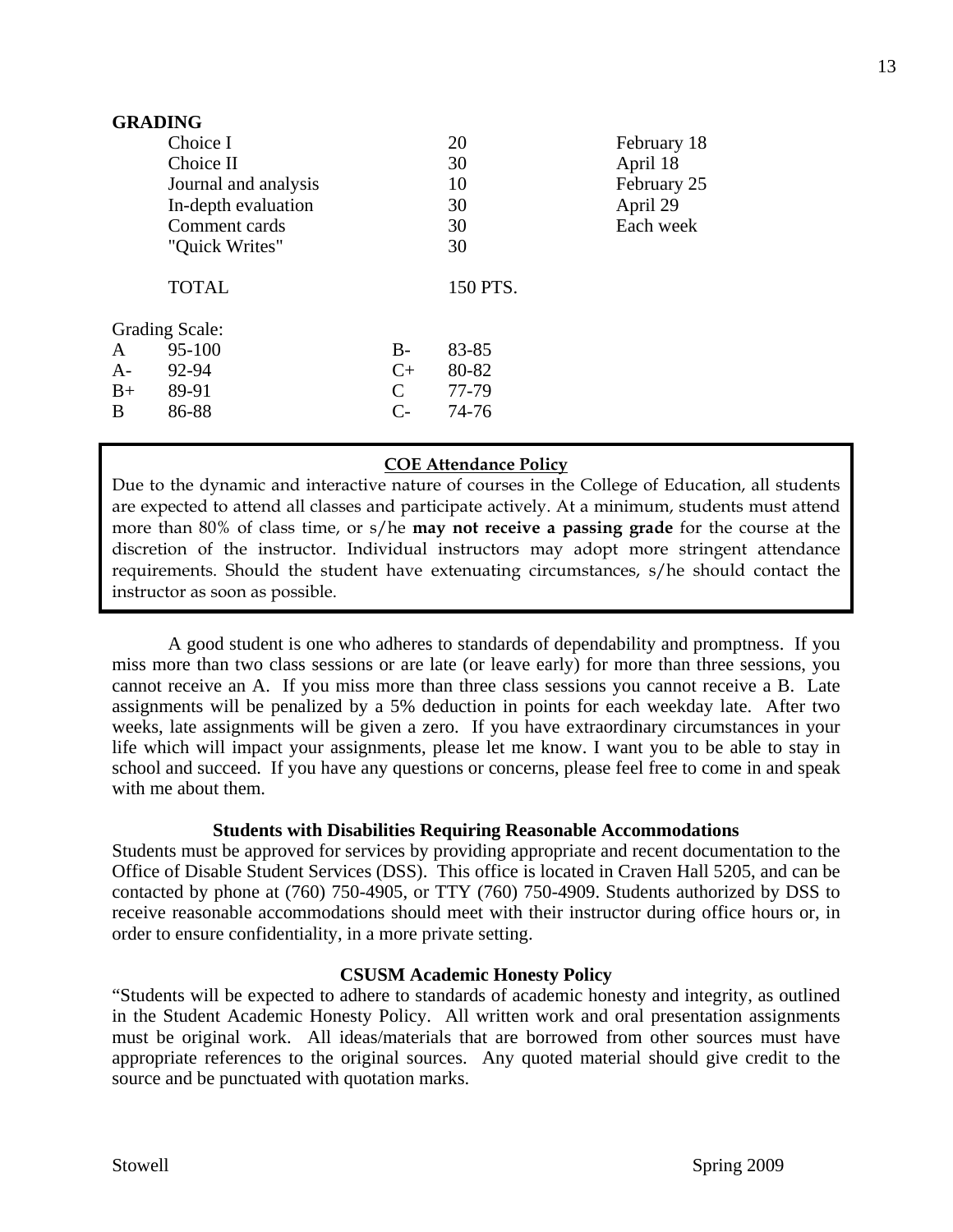## GRADING

| | | |
|---|---|---|
| Choice I | 20 | February 18 |
| Choice II | 30 | April 18 |
| Journal and analysis | 10 | February 25 |
| In-depth evaluation | 30 | April 29 |
| Comment cards | 30 | Each week |
| "Quick Writes" | 30 | |
| TOTAL | 150 PTS. | |

Grading Scale:

| | | | |
|---|---|---|---|
| A | 95-100 | B- | 83-85 |
| A- | 92-94 | C+ | 80-82 |
| B+ | 89-91 | C | 77-79 |
| B | 86-88 | C- | 74-76 |

**COE Attendance Policy**

Due to the dynamic and interactive nature of courses in the College of Education, all students are expected to attend all classes and participate actively. At a minimum, students must attend more than 80% of class time, or s/he **may not receive a passing grade** for the course at the discretion of the instructor. Individual instructors may adopt more stringent attendance requirements. Should the student have extenuating circumstances, s/he should contact the instructor as soon as possible.

A good student is one who adheres to standards of dependability and promptness. If you miss more than two class sessions or are late (or leave early) for more than three sessions, you cannot receive an A. If you miss more than three class sessions you cannot receive a B. Late assignments will be penalized by a 5% deduction in points for each weekday late. After two weeks, late assignments will be given a zero. If you have extraordinary circumstances in your life which will impact your assignments, please let me know. I want you to be able to stay in school and succeed. If you have any questions or concerns, please feel free to come in and speak with me about them.

### Students with Disabilities Requiring Reasonable Accommodations

Students must be approved for services by providing appropriate and recent documentation to the Office of Disable Student Services (DSS). This office is located in Craven Hall 5205, and can be contacted by phone at (760) 750-4905, or TTY (760) 750-4909. Students authorized by DSS to receive reasonable accommodations should meet with their instructor during office hours or, in order to ensure confidentiality, in a more private setting.

### CSUSM Academic Honesty Policy

"Students will be expected to adhere to standards of academic honesty and integrity, as outlined in the Student Academic Honesty Policy. All written work and oral presentation assignments must be original work. All ideas/materials that are borrowed from other sources must have appropriate references to the original sources. Any quoted material should give credit to the source and be punctuated with quotation marks.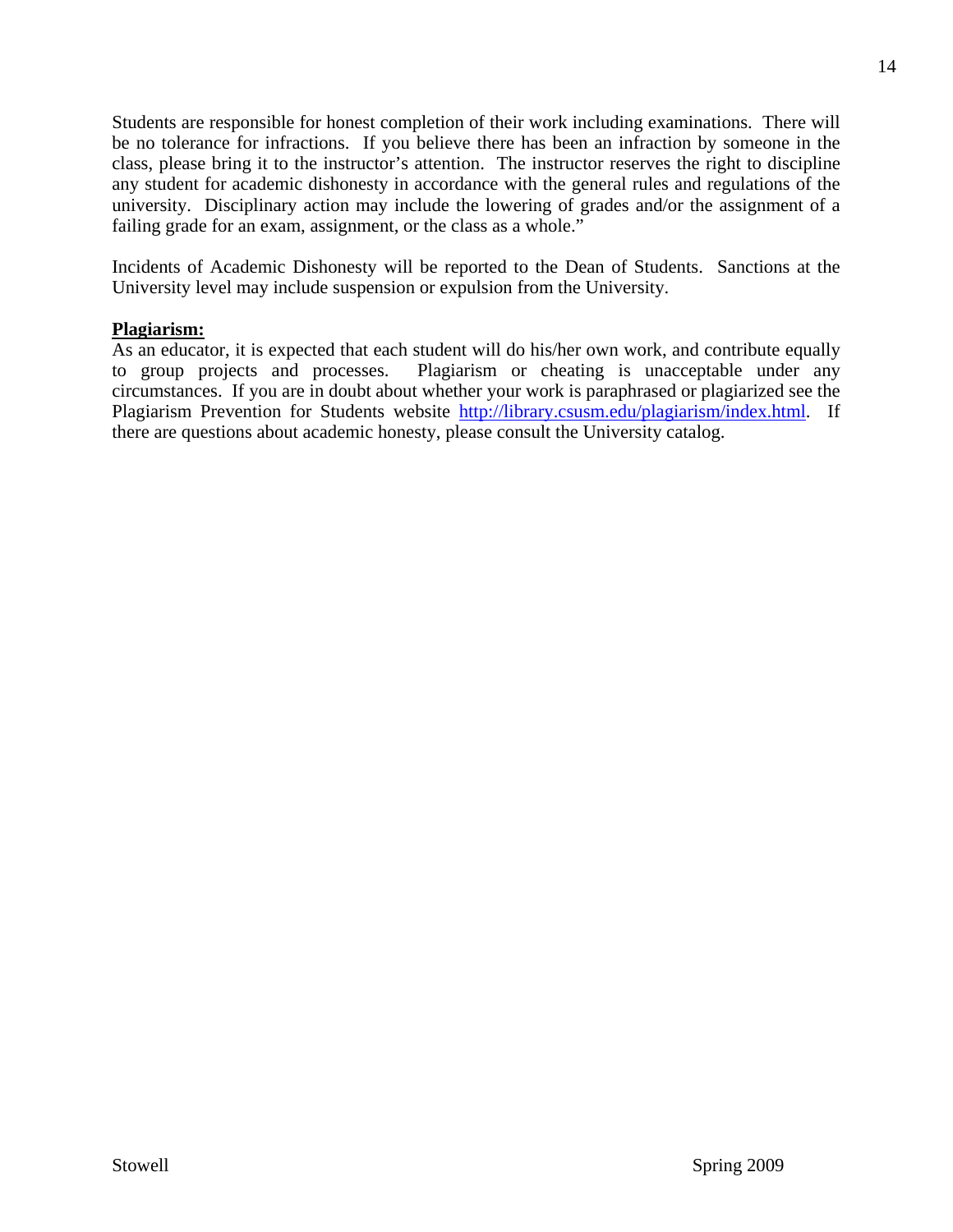Students are responsible for honest completion of their work including examinations. There will be no tolerance for infractions. If you believe there has been an infraction by someone in the class, please bring it to the instructor's attention. The instructor reserves the right to discipline any student for academic dishonesty in accordance with the general rules and regulations of the university. Disciplinary action may include the lowering of grades and/or the assignment of a failing grade for an exam, assignment, or the class as a whole."

Incidents of Academic Dishonesty will be reported to the Dean of Students. Sanctions at the University level may include suspension or expulsion from the University.

**Plagiarism:**

As an educator, it is expected that each student will do his/her own work, and contribute equally to group projects and processes. Plagiarism or cheating is unacceptable under any circumstances. If you are in doubt about whether your work is paraphrased or plagiarized see the Plagiarism Prevention for Students website http://library.csusm.edu/plagiarism/index.html. If there are questions about academic honesty, please consult the University catalog.